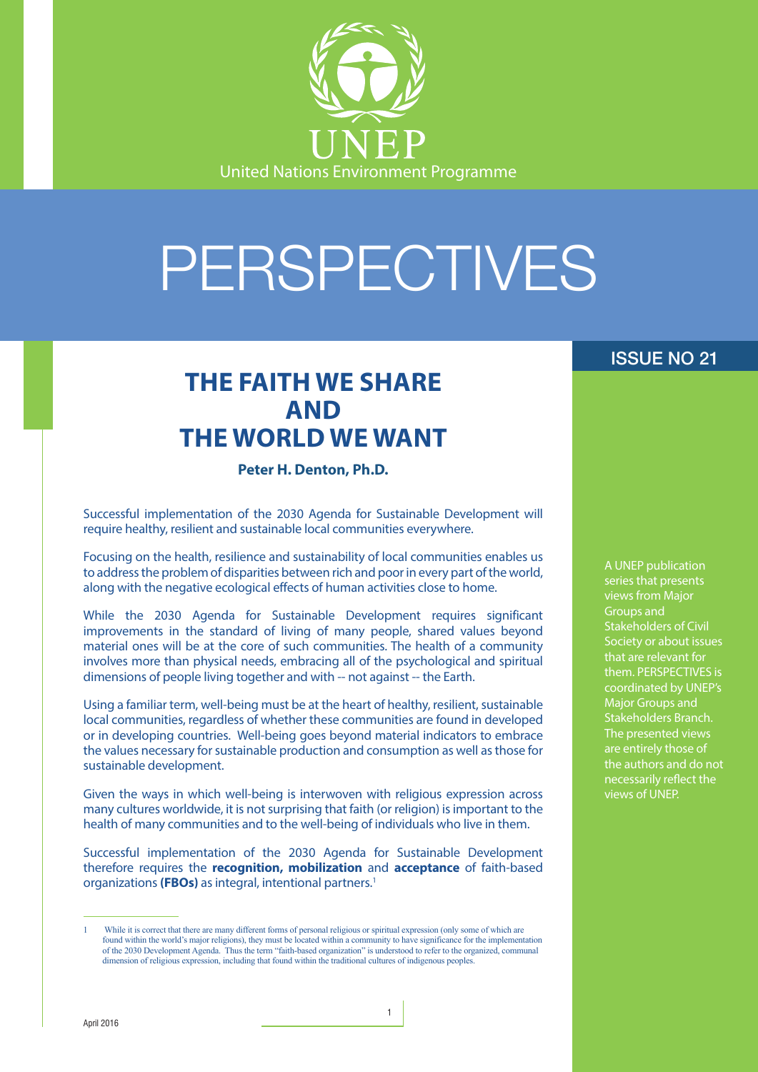UNEP

United Nations Environment Programme

# PERSPECTIVES

ISSUE NO 21

## THE FAITH WE SHARE AND THE WORLD WE WANT

**Peter H. Denton, Ph.D.**

A UNEP publication series that presents views from Major Groups and Stakeholders of Civil Society or about issues that are relevant for them. PERSPECTIVES is coordinated by UNEP's Major Groups and Stakeholders Branch. The presented views are entirely those of the authors and do not necessarily reflect the views of UNEP.

Successful implementation of the 2030 Agenda for Sustainable Development will require healthy, resilient and sustainable local communities everywhere.

Focusing on the health, resilience and sustainability of local communities enables us to address the problem of disparities between rich and poor in every part of the world, along with the negative ecological effects of human activities close to home.

While the 2030 Agenda for Sustainable Development requires significant improvements in the standard of living of many people, shared values beyond material ones will be at the core of such communities. The health of a community involves more than physical needs, embracing all of the psychological and spiritual dimensions of people living together and with -- not against -- the Earth.

Using a familiar term, well-being must be at the heart of healthy, resilient, sustainable local communities, regardless of whether these communities are found in developed or in developing countries. Well-being goes beyond material indicators to embrace the values necessary for sustainable production and consumption as well as those for sustainable development.

Given the ways in which well-being is interwoven with religious expression across many cultures worldwide, it is not surprising that faith (or religion) is important to the health of many communities and to the well-being of individuals who live in them.

Successful implementation of the 2030 Agenda for Sustainable Development therefore requires the **recognition, mobilization** and **acceptance** of faith-based organizations **(FBOs)** as integral, intentional partners.[1]

---

1 While it is correct that there are many different forms of personal religious or spiritual expression (only some of which are found within the world's major religions), they must be located within a community to have significance for the implementation of the 2030 Development Agenda. Thus the term "faith-based organization" is understood to refer to the organized, communal dimension of religious expression, including that found within the traditional cultures of indigenous peoples.

April 2016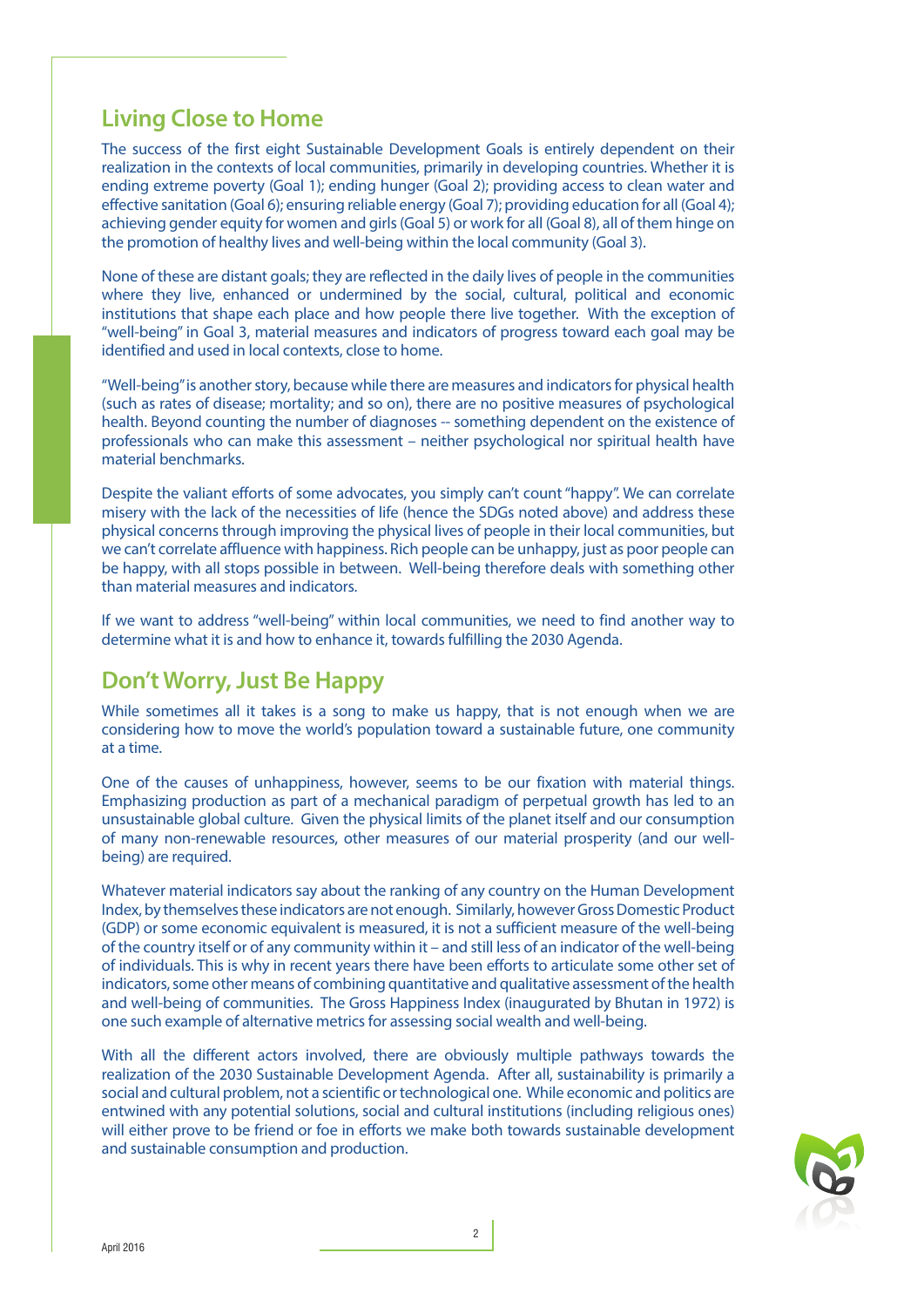## Living Close to Home

The success of the first eight Sustainable Development Goals is entirely dependent on their realization in the contexts of local communities, primarily in developing countries. Whether it is ending extreme poverty (Goal 1); ending hunger (Goal 2); providing access to clean water and effective sanitation (Goal 6); ensuring reliable energy (Goal 7); providing education for all (Goal 4); achieving gender equity for women and girls (Goal 5) or work for all (Goal 8), all of them hinge on the promotion of healthy lives and well-being within the local community (Goal 3).

None of these are distant goals; they are reflected in the daily lives of people in the communities where they live, enhanced or undermined by the social, cultural, political and economic institutions that shape each place and how people there live together. With the exception of "well-being" in Goal 3, material measures and indicators of progress toward each goal may be identified and used in local contexts, close to home.

"Well-being" is another story, because while there are measures and indicators for physical health (such as rates of disease; mortality; and so on), there are no positive measures of psychological health. Beyond counting the number of diagnoses -- something dependent on the existence of professionals who can make this assessment – neither psychological nor spiritual health have material benchmarks.

Despite the valiant efforts of some advocates, you simply can't count "happy". We can correlate misery with the lack of the necessities of life (hence the SDGs noted above) and address these physical concerns through improving the physical lives of people in their local communities, but we can't correlate affluence with happiness. Rich people can be unhappy, just as poor people can be happy, with all stops possible in between. Well-being therefore deals with something other than material measures and indicators.

If we want to address "well-being" within local communities, we need to find another way to determine what it is and how to enhance it, towards fulfilling the 2030 Agenda.

## Don't Worry, Just Be Happy

While sometimes all it takes is a song to make us happy, that is not enough when we are considering how to move the world's population toward a sustainable future, one community at a time.

One of the causes of unhappiness, however, seems to be our fixation with material things. Emphasizing production as part of a mechanical paradigm of perpetual growth has led to an unsustainable global culture. Given the physical limits of the planet itself and our consumption of many non-renewable resources, other measures of our material prosperity (and our well-being) are required.

Whatever material indicators say about the ranking of any country on the Human Development Index, by themselves these indicators are not enough. Similarly, however Gross Domestic Product (GDP) or some economic equivalent is measured, it is not a sufficient measure of the well-being of the country itself or of any community within it – and still less of an indicator of the well-being of individuals. This is why in recent years there have been efforts to articulate some other set of indicators, some other means of combining quantitative and qualitative assessment of the health and well-being of communities. The Gross Happiness Index (inaugurated by Bhutan in 1972) is one such example of alternative metrics for assessing social wealth and well-being.

With all the different actors involved, there are obviously multiple pathways towards the realization of the 2030 Sustainable Development Agenda. After all, sustainability is primarily a social and cultural problem, not a scientific or technological one. While economic and politics are entwined with any potential solutions, social and cultural institutions (including religious ones) will either prove to be friend or foe in efforts we make both towards sustainable development and sustainable consumption and production.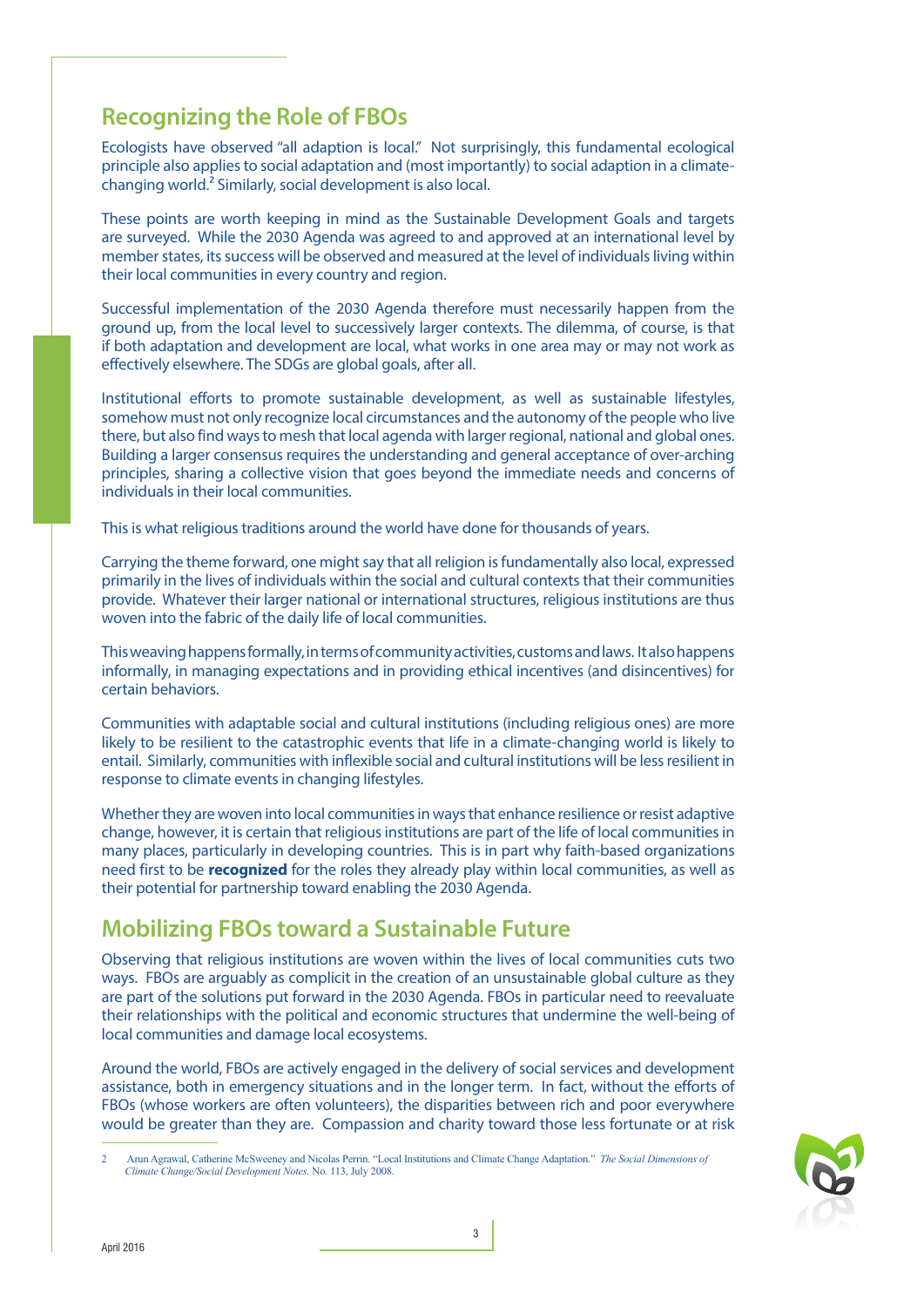## Recognizing the Role of FBOs

Ecologists have observed "all adaption is local." Not surprisingly, this fundamental ecological principle also applies to social adaptation and (most importantly) to social adaption in a climate-changing world.[2] Similarly, social development is also local.

These points are worth keeping in mind as the Sustainable Development Goals and targets are surveyed. While the 2030 Agenda was agreed to and approved at an international level by member states, its success will be observed and measured at the level of individuals living within their local communities in every country and region.

Successful implementation of the 2030 Agenda therefore must necessarily happen from the ground up, from the local level to successively larger contexts. The dilemma, of course, is that if both adaptation and development are local, what works in one area may or may not work as effectively elsewhere. The SDGs are global goals, after all.

Institutional efforts to promote sustainable development, as well as sustainable lifestyles, somehow must not only recognize local circumstances and the autonomy of the people who live there, but also find ways to mesh that local agenda with larger regional, national and global ones. Building a larger consensus requires the understanding and general acceptance of over-arching principles, sharing a collective vision that goes beyond the immediate needs and concerns of individuals in their local communities.

This is what religious traditions around the world have done for thousands of years.

Carrying the theme forward, one might say that all religion is fundamentally also local, expressed primarily in the lives of individuals within the social and cultural contexts that their communities provide. Whatever their larger national or international structures, religious institutions are thus woven into the fabric of the daily life of local communities.

This weaving happens formally, in terms of community activities, customs and laws. It also happens informally, in managing expectations and in providing ethical incentives (and disincentives) for certain behaviors.

Communities with adaptable social and cultural institutions (including religious ones) are more likely to be resilient to the catastrophic events that life in a climate-changing world is likely to entail. Similarly, communities with inflexible social and cultural institutions will be less resilient in response to climate events in changing lifestyles.

Whether they are woven into local communities in ways that enhance resilience or resist adaptive change, however, it is certain that religious institutions are part of the life of local communities in many places, particularly in developing countries. This is in part why faith-based organizations need first to be **recognized** for the roles they already play within local communities, as well as their potential for partnership toward enabling the 2030 Agenda.

## Mobilizing FBOs toward a Sustainable Future

Observing that religious institutions are woven within the lives of local communities cuts two ways. FBOs are arguably as complicit in the creation of an unsustainable global culture as they are part of the solutions put forward in the 2030 Agenda. FBOs in particular need to reevaluate their relationships with the political and economic structures that undermine the well-being of local communities and damage local ecosystems.

Around the world, FBOs are actively engaged in the delivery of social services and development assistance, both in emergency situations and in the longer term. In fact, without the efforts of FBOs (whose workers are often volunteers), the disparities between rich and poor everywhere would be greater than they are. Compassion and charity toward those less fortunate or at risk

2 Arun Agrawal, Catherine McSweeney and Nicolas Perrin. "Local Institutions and Climate Change Adaptation." *The Social Dimensions of Climate Change/Social Development Notes*. No. 113, July 2008.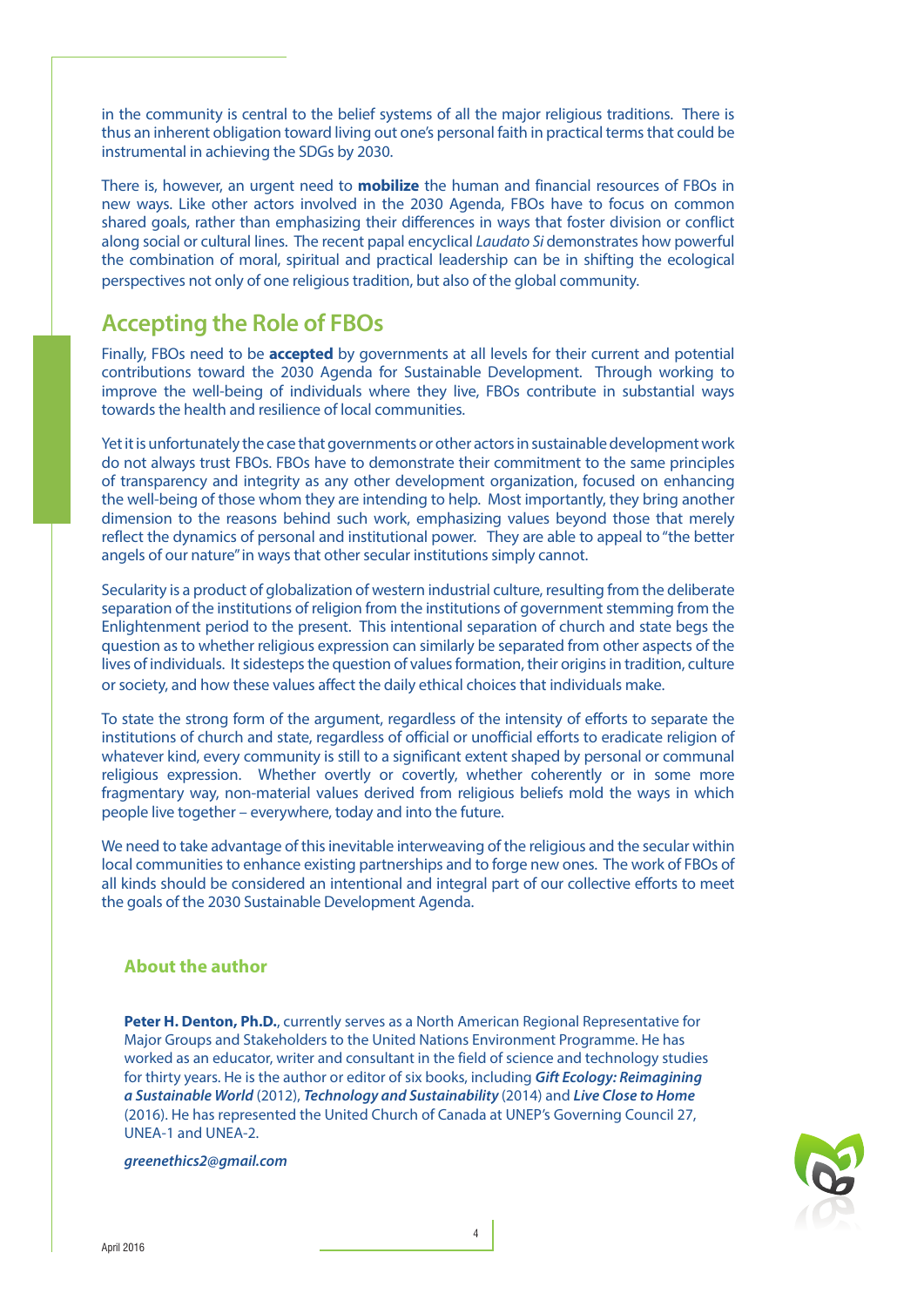in the community is central to the belief systems of all the major religious traditions. There is thus an inherent obligation toward living out one's personal faith in practical terms that could be instrumental in achieving the SDGs by 2030.

There is, however, an urgent need to **mobilize** the human and financial resources of FBOs in new ways. Like other actors involved in the 2030 Agenda, FBOs have to focus on common shared goals, rather than emphasizing their differences in ways that foster division or conflict along social or cultural lines. The recent papal encyclical *Laudato Si* demonstrates how powerful the combination of moral, spiritual and practical leadership can be in shifting the ecological perspectives not only of one religious tradition, but also of the global community.

## Accepting the Role of FBOs

Finally, FBOs need to be **accepted** by governments at all levels for their current and potential contributions toward the 2030 Agenda for Sustainable Development. Through working to improve the well-being of individuals where they live, FBOs contribute in substantial ways towards the health and resilience of local communities.

Yet it is unfortunately the case that governments or other actors in sustainable development work do not always trust FBOs. FBOs have to demonstrate their commitment to the same principles of transparency and integrity as any other development organization, focused on enhancing the well-being of those whom they are intending to help. Most importantly, they bring another dimension to the reasons behind such work, emphasizing values beyond those that merely reflect the dynamics of personal and institutional power. They are able to appeal to "the better angels of our nature" in ways that other secular institutions simply cannot.

Secularity is a product of globalization of western industrial culture, resulting from the deliberate separation of the institutions of religion from the institutions of government stemming from the Enlightenment period to the present. This intentional separation of church and state begs the question as to whether religious expression can similarly be separated from other aspects of the lives of individuals. It sidesteps the question of values formation, their origins in tradition, culture or society, and how these values affect the daily ethical choices that individuals make.

To state the strong form of the argument, regardless of the intensity of efforts to separate the institutions of church and state, regardless of official or unofficial efforts to eradicate religion of whatever kind, every community is still to a significant extent shaped by personal or communal religious expression. Whether overtly or covertly, whether coherently or in some more fragmentary way, non-material values derived from religious beliefs mold the ways in which people live together – everywhere, today and into the future.

We need to take advantage of this inevitable interweaving of the religious and the secular within local communities to enhance existing partnerships and to forge new ones. The work of FBOs of all kinds should be considered an intentional and integral part of our collective efforts to meet the goals of the 2030 Sustainable Development Agenda.

### About the author

**Peter H. Denton, Ph.D.**, currently serves as a North American Regional Representative for Major Groups and Stakeholders to the United Nations Environment Programme. He has worked as an educator, writer and consultant in the field of science and technology studies for thirty years. He is the author or editor of six books, including ***Gift Ecology: Reimagining a Sustainable World*** (2012), ***Technology and Sustainability*** (2014) and ***Live Close to Home*** (2016). He has represented the United Church of Canada at UNEP's Governing Council 27, UNEA-1 and UNEA-2.

***greenethics2@gmail.com***

April 2016